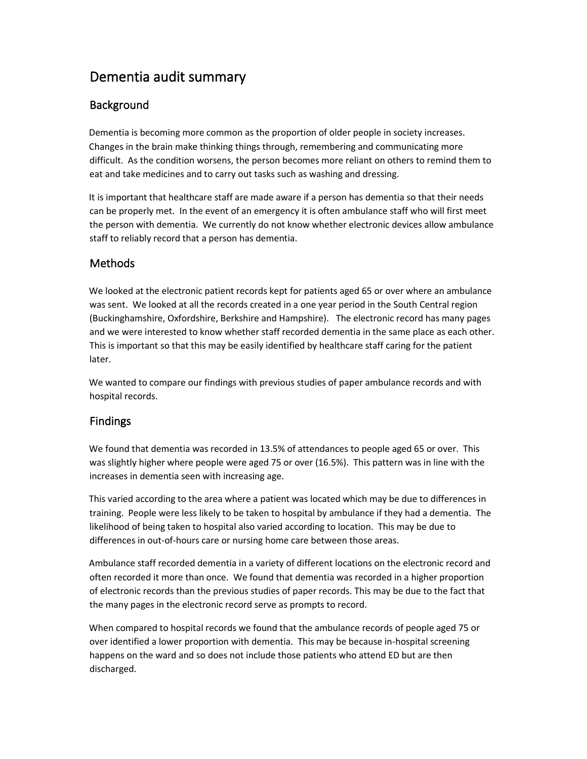# Dementia audit summary

## Background

Dementia is becoming more common as the proportion of older people in society increases. Changes in the brain make thinking things through, remembering and communicating more difficult. As the condition worsens, the person becomes more reliant on others to remind them to eat and take medicines and to carry out tasks such as washing and dressing.

It is important that healthcare staff are made aware if a person has dementia so that their needs can be properly met. In the event of an emergency it is often ambulance staff who will first meet the person with dementia. We currently do not know whether electronic devices allow ambulance staff to reliably record that a person has dementia.

## Methods

We looked at the electronic patient records kept for patients aged 65 or over where an ambulance was sent. We looked at all the records created in a one year period in the South Central region (Buckinghamshire, Oxfordshire, Berkshire and Hampshire). The electronic record has many pages and we were interested to know whether staff recorded dementia in the same place as each other. This is important so that this may be easily identified by healthcare staff caring for the patient later.

We wanted to compare our findings with previous studies of paper ambulance records and with hospital records.

## Findings

We found that dementia was recorded in 13.5% of attendances to people aged 65 or over. This was slightly higher where people were aged 75 or over (16.5%). This pattern was in line with the increases in dementia seen with increasing age.

This varied according to the area where a patient was located which may be due to differences in training. People were less likely to be taken to hospital by ambulance if they had a dementia. The likelihood of being taken to hospital also varied according to location. This may be due to differences in out-of-hours care or nursing home care between those areas.

Ambulance staff recorded dementia in a variety of different locations on the electronic record and often recorded it more than once. We found that dementia was recorded in a higher proportion of electronic records than the previous studies of paper records. This may be due to the fact that the many pages in the electronic record serve as prompts to record.

When compared to hospital records we found that the ambulance records of people aged 75 or over identified a lower proportion with dementia. This may be because in-hospital screening happens on the ward and so does not include those patients who attend ED but are then discharged.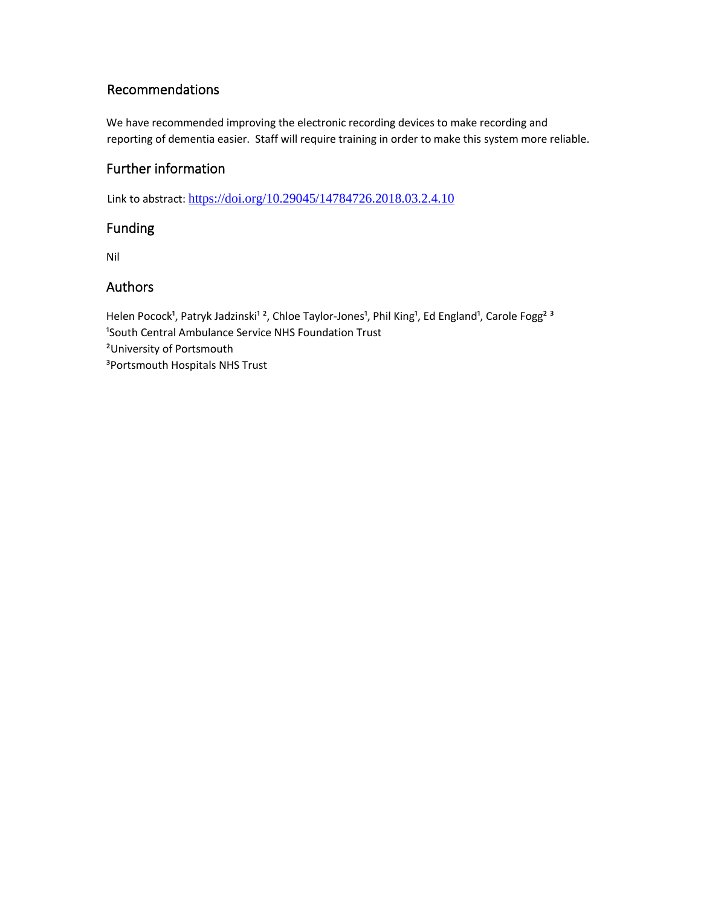## Recommendations

We have recommended improving the electronic recording devices to make recording and reporting of dementia easier. Staff will require training in order to make this system more reliable.

## Further information

Link to abstract: https://doi.org/10.29045/14784726.2018.03.2.4.10

## Funding

Nil

## Authors

Helen Pocock[1], Patryk Jadzinski[1 2], Chloe Taylor-Jones[1], Phil King[1], Ed England[1], Carole Fogg[2 3]
[1]South Central Ambulance Service NHS Foundation Trust
[2]University of Portsmouth
[3]Portsmouth Hospitals NHS Trust